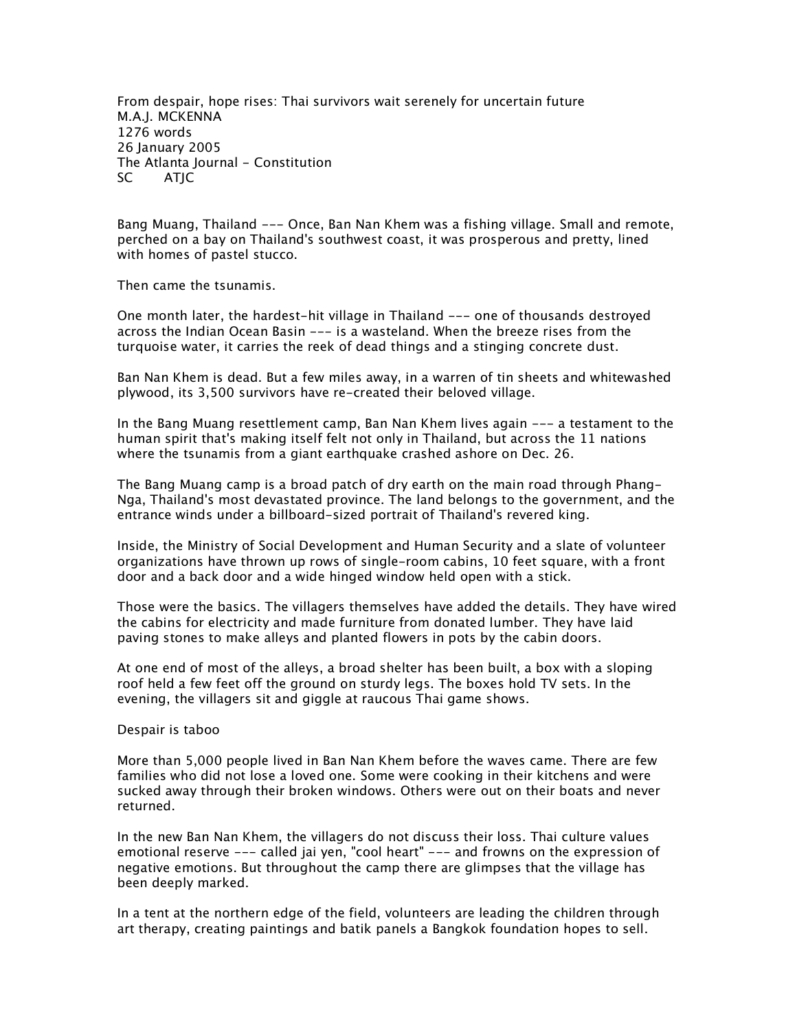# From despair, hope rises: Thai survivors wait serenely for uncertain future

M.A.J. MCKENNA
1276 words
26 January 2005
The Atlanta Journal - Constitution
SC ATJC

Bang Muang, Thailand --- Once, Ban Nan Khem was a fishing village. Small and remote, perched on a bay on Thailand's southwest coast, it was prosperous and pretty, lined with homes of pastel stucco.

Then came the tsunamis.

One month later, the hardest-hit village in Thailand --- one of thousands destroyed across the Indian Ocean Basin --- is a wasteland. When the breeze rises from the turquoise water, it carries the reek of dead things and a stinging concrete dust.

Ban Nan Khem is dead. But a few miles away, in a warren of tin sheets and whitewashed plywood, its 3,500 survivors have re-created their beloved village.

In the Bang Muang resettlement camp, Ban Nan Khem lives again --- a testament to the human spirit that's making itself felt not only in Thailand, but across the 11 nations where the tsunamis from a giant earthquake crashed ashore on Dec. 26.

The Bang Muang camp is a broad patch of dry earth on the main road through Phang-Nga, Thailand's most devastated province. The land belongs to the government, and the entrance winds under a billboard-sized portrait of Thailand's revered king.

Inside, the Ministry of Social Development and Human Security and a slate of volunteer organizations have thrown up rows of single-room cabins, 10 feet square, with a front door and a back door and a wide hinged window held open with a stick.

Those were the basics. The villagers themselves have added the details. They have wired the cabins for electricity and made furniture from donated lumber. They have laid paving stones to make alleys and planted flowers in pots by the cabin doors.

At one end of most of the alleys, a broad shelter has been built, a box with a sloping roof held a few feet off the ground on sturdy legs. The boxes hold TV sets. In the evening, the villagers sit and giggle at raucous Thai game shows.

## Despair is taboo

More than 5,000 people lived in Ban Nan Khem before the waves came. There are few families who did not lose a loved one. Some were cooking in their kitchens and were sucked away through their broken windows. Others were out on their boats and never returned.

In the new Ban Nan Khem, the villagers do not discuss their loss. Thai culture values emotional reserve --- called jai yen, "cool heart" --- and frowns on the expression of negative emotions. But throughout the camp there are glimpses that the village has been deeply marked.

In a tent at the northern edge of the field, volunteers are leading the children through art therapy, creating paintings and batik panels a Bangkok foundation hopes to sell.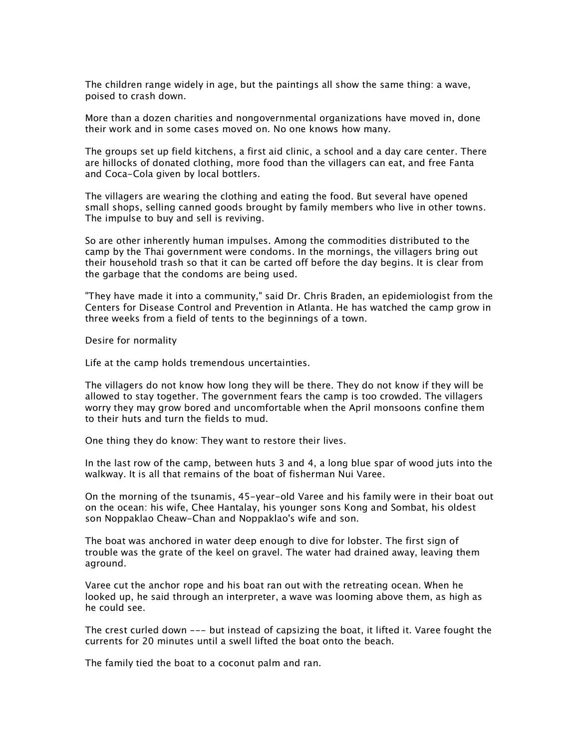The children range widely in age, but the paintings all show the same thing: a wave, poised to crash down.

More than a dozen charities and nongovernmental organizations have moved in, done their work and in some cases moved on. No one knows how many.

The groups set up field kitchens, a first aid clinic, a school and a day care center. There are hillocks of donated clothing, more food than the villagers can eat, and free Fanta and Coca-Cola given by local bottlers.

The villagers are wearing the clothing and eating the food. But several have opened small shops, selling canned goods brought by family members who live in other towns. The impulse to buy and sell is reviving.

So are other inherently human impulses. Among the commodities distributed to the camp by the Thai government were condoms. In the mornings, the villagers bring out their household trash so that it can be carted off before the day begins. It is clear from the garbage that the condoms are being used.

"They have made it into a community," said Dr. Chris Braden, an epidemiologist from the Centers for Disease Control and Prevention in Atlanta. He has watched the camp grow in three weeks from a field of tents to the beginnings of a town.

## Desire for normality

Life at the camp holds tremendous uncertainties.

The villagers do not know how long they will be there. They do not know if they will be allowed to stay together. The government fears the camp is too crowded. The villagers worry they may grow bored and uncomfortable when the April monsoons confine them to their huts and turn the fields to mud.

One thing they do know: They want to restore their lives.

In the last row of the camp, between huts 3 and 4, a long blue spar of wood juts into the walkway. It is all that remains of the boat of fisherman Nui Varee.

On the morning of the tsunamis, 45-year-old Varee and his family were in their boat out on the ocean: his wife, Chee Hantalay, his younger sons Kong and Sombat, his oldest son Noppaklao Cheaw-Chan and Noppaklao's wife and son.

The boat was anchored in water deep enough to dive for lobster. The first sign of trouble was the grate of the keel on gravel. The water had drained away, leaving them aground.

Varee cut the anchor rope and his boat ran out with the retreating ocean. When he looked up, he said through an interpreter, a wave was looming above them, as high as he could see.

The crest curled down --- but instead of capsizing the boat, it lifted it. Varee fought the currents for 20 minutes until a swell lifted the boat onto the beach.

The family tied the boat to a coconut palm and ran.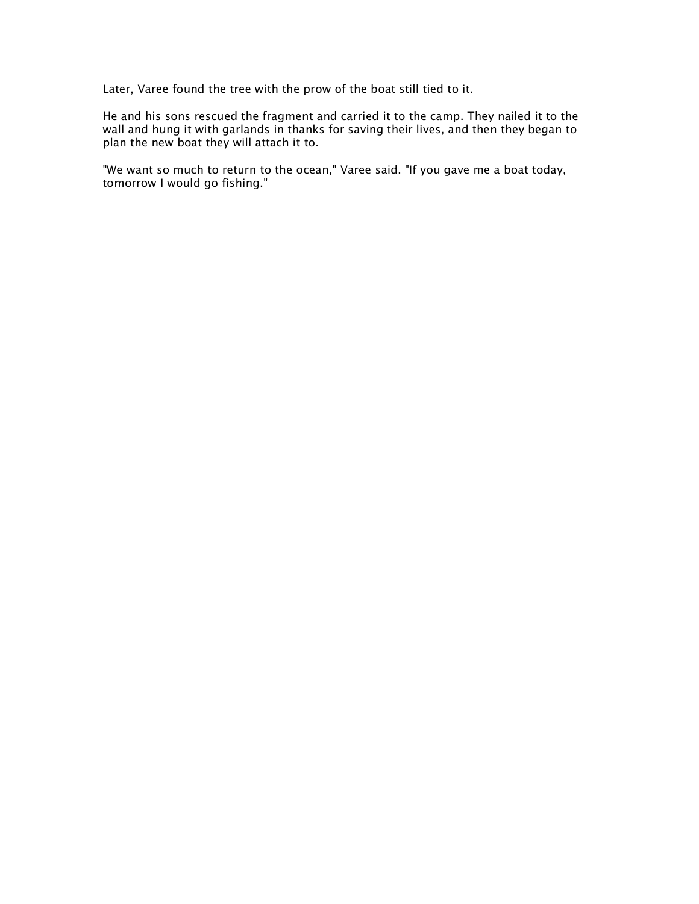Later, Varee found the tree with the prow of the boat still tied to it.

He and his sons rescued the fragment and carried it to the camp. They nailed it to the wall and hung it with garlands in thanks for saving their lives, and then they began to plan the new boat they will attach it to.

"We want so much to return to the ocean," Varee said. "If you gave me a boat today, tomorrow I would go fishing."